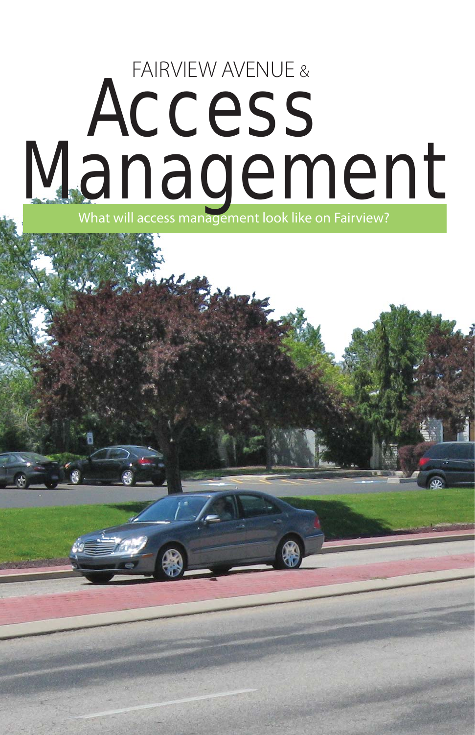FAIRVIEW AVENUE &

# Access Management

What will access management look like on Fairview?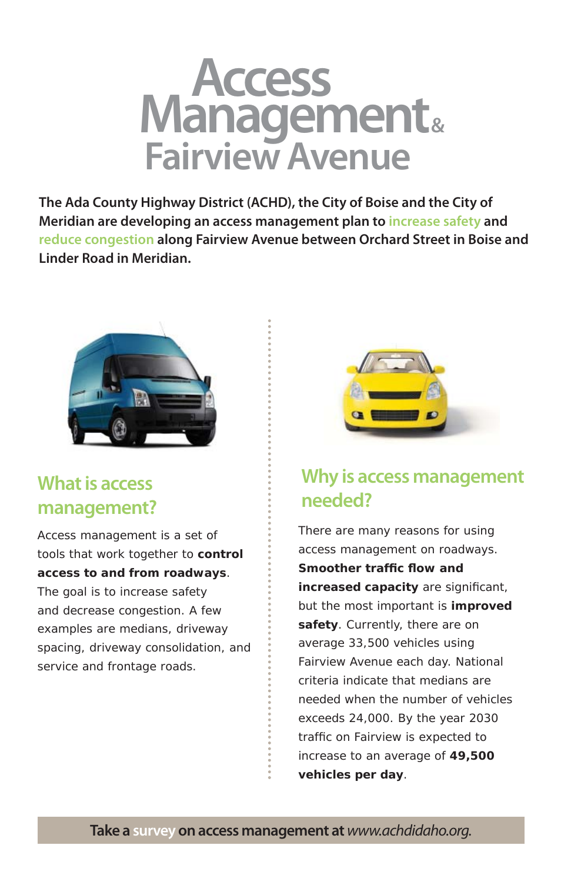# Access Management & Fairview Avenue

**The Ada County Highway District (ACHD), the City of Boise and the City of Meridian are developing an access management plan to increase safety and reduce congestion along Fairview Avenue between Orchard Street in Boise and Linder Road in Meridian.**

## What is access management?

Access management is a set of tools that work together to **control access to and from roadways**. The goal is to increase safety and decrease congestion. A few examples are medians, driveway spacing, driveway consolidation, and service and frontage roads.

## Why is access management needed?

There are many reasons for using access management on roadways. **Smoother traffic flow and increased capacity** are significant, but the most important is **improved safety**. Currently, there are on average 33,500 vehicles using Fairview Avenue each day. National criteria indicate that medians are needed when the number of vehicles exceeds 24,000. By the year 2030 traffic on Fairview is expected to increase to an average of **49,500 vehicles per day**.

**Take a survey on access management at** ***www.achdidaho.org.***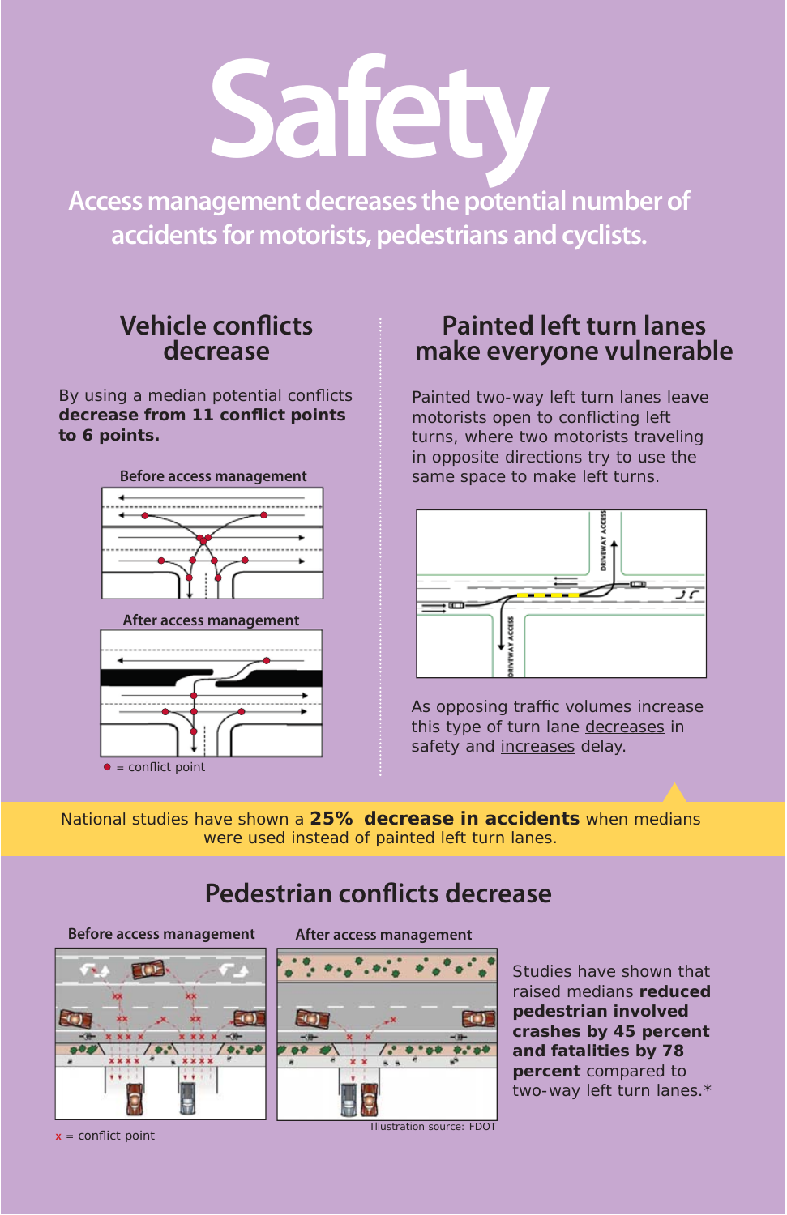# Safety

## Access management decreases the potential number of accidents for motorists, pedestrians and cyclists.

### Vehicle conflicts decrease

By using a median potential conflicts **decrease from 11 conflict points to 6 points.**

Before access management

After access management

● = conflict point

### Painted left turn lanes make everyone vulnerable

Painted two-way left turn lanes leave motorists open to conflicting left turns, where two motorists traveling in opposite directions try to use the same space to make left turns.

DRIVEWAY ACCESS

DRIVEWAY ACCESS

As opposing traffic volumes increase this type of turn lane decreases in safety and increases delay.

National studies have shown a **25% decrease in accidents** when medians were used instead of painted left turn lanes.

### Pedestrian conflicts decrease

Before access management

After access management

x = conflict point

Illustration source: FDOT

Studies have shown that raised medians **reduced pedestrian involved crashes by 45 percent and fatalities by 78 percent** compared to two-way left turn lanes.*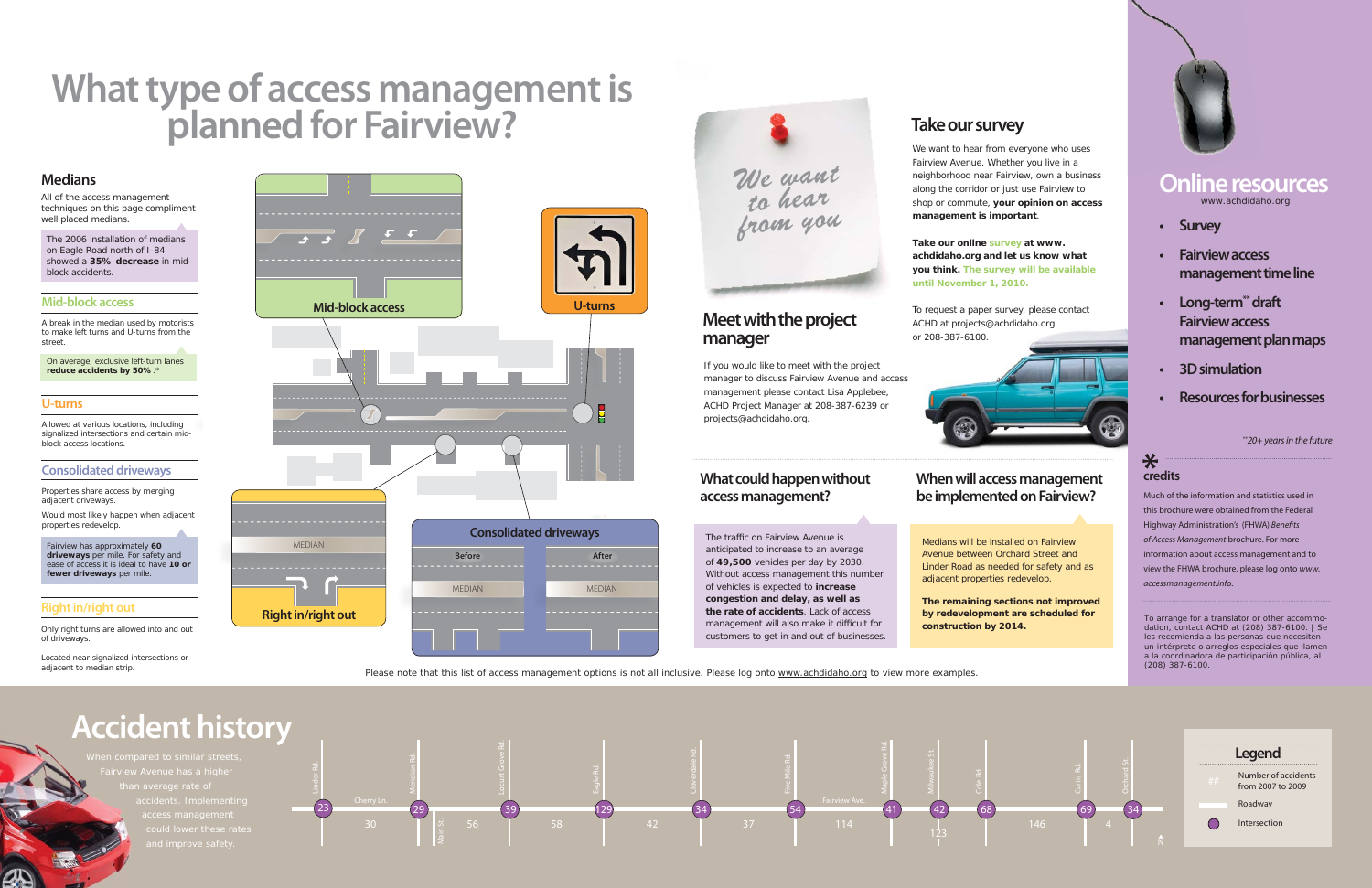# What type of access management is planned for Fairview?

## Medians

All of the access management techniques on this page compliment well placed medians.

The 2006 installation of medians on Eagle Road north of I-84 showed a **35% decrease** in mid-block accidents.

## Mid-block access

A break in the median used by motorists to make left turns and U-turns from the street.

On average, exclusive left-turn lanes **reduce accidents by 50%**.*

## U-turns

Allowed at various locations, including signalized intersections and certain mid-block access locations.

## Consolidated driveways

Properties share access by merging adjacent driveways.

Would most likely happen when adjacent properties redevelop.

Fairview has approximately **60 driveways** per mile. For safety and ease of access it is ideal to have **10 or fewer driveways** per mile.

## Right in/right out

Only right turns are allowed into and out of driveways.

Located near signalized intersections or adjacent to median strip.

Mid-block access

U-turns

Right in/right out

MEDIAN

Consolidated driveways

Before | After

MEDIAN | MEDIAN

Please note that this list of access management options is not all inclusive. Please log onto www.achdidaho.org to view more examples.

*We want to hear from you*

## Meet with the project manager

If you would like to meet with the project manager to discuss Fairview Avenue and access management please contact Lisa Applebee, ACHD Project Manager at 208-387-6239 or projects@achdidaho.org.

## Take our survey

We want to hear from everyone who uses Fairview Avenue. Whether you live in a neighborhood near Fairview, own a business along the corridor or just use Fairview to shop or commute, **your opinion on access management is important**.

**Take our online survey at www.achdidaho.org and let us know what you think. The survey will be available until November 1, 2010.**

To request a paper survey, please contact ACHD at projects@achdidaho.org or 208-387-6100.

## What could happen without access management?

The traffic on Fairview Avenue is anticipated to increase to an average of **49,500** vehicles per day by 2030. Without access management this number of vehicles is expected to **increase congestion and delay, as well as the rate of accidents**. Lack of access management will also make it difficult for customers to get in and out of businesses.

## When will access management be implemented on Fairview?

Medians will be installed on Fairview Avenue between Orchard Street and Linder Road as needed for safety and as adjacent properties redevelop.

**The remaining sections not improved by redevelopment are scheduled for construction by 2014.**

## Online resources

www.achdidaho.org

- Survey
- Fairview access management time line
- Long-term** draft Fairview access management plan maps
- 3D simulation
- Resources for businesses

**20+ years in the future

## * credits

Much of the information and statistics used in this brochure were obtained from the Federal Highway Administration's (FHWA) *Benefits of Access Management* brochure. For more information about access management and to view the FHWA brochure, please log onto *www.accessmanagement.info*.

To arrange for a translator or other accommodation, contact ACHD at (208) 387-6100. | Se les recomienda a las personas que necesiten un intérprete o arreglos especiales que llamen a la coordinadora de participación pública, al (208) 387-6100.

# Accident history

When compared to similar streets, Fairview Avenue has a higher than average rate of accidents. Implementing access management could lower these rates and improve safety.

| Location | Number of accidents |
| --- | --- |
| Linder Rd. | 23 |
| Linder Rd. – Meridian Rd. (Cherry Ln.) | 30 |
| Meridian Rd. | 29 |
| Main St. | 56 |
| Locust Grove Rd. | 39 |
| Locust Grove Rd. – Eagle Rd. | 58 |
| Eagle Rd. | 129 |
| Eagle Rd. – Cloverdale Rd. | 42 |
| Cloverdale Rd. | 34 |
| Cloverdale Rd. – Five Mile Rd. | 37 |
| Five Mile Rd. | 54 |
| Five Mile Rd. – Maple Grove Rd. (Fairview Ave.) | 114 |
| Maple Grove Rd. | 41 |
| Milwaukee St. | 42 |
| Milwaukee St. | 123 |
| Cole Rd. | 68 |
| Cole Rd. – Curtis Rd. | 146 |
| Curtis Rd. | 69 |
| Curtis Rd. – Orchard St. | 4 |
| Orchard St. | 34 |

## Legend

- ## Number of accidents from 2007 to 2009
- Roadway
- Intersection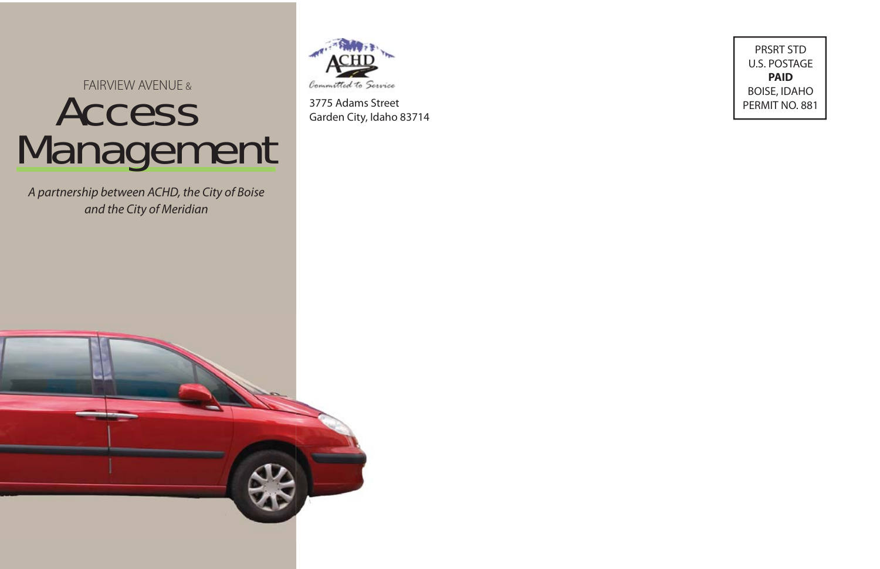FAIRVIEW AVENUE &

# Access Management

*A partnership between ACHD, the City of Boise and the City of Meridian*

ACHD

Committed to Service

3775 Adams Street
Garden City, Idaho 83714

PRSRT STD
U.S. POSTAGE
**PAID**
BOISE, IDAHO
PERMIT NO. 881